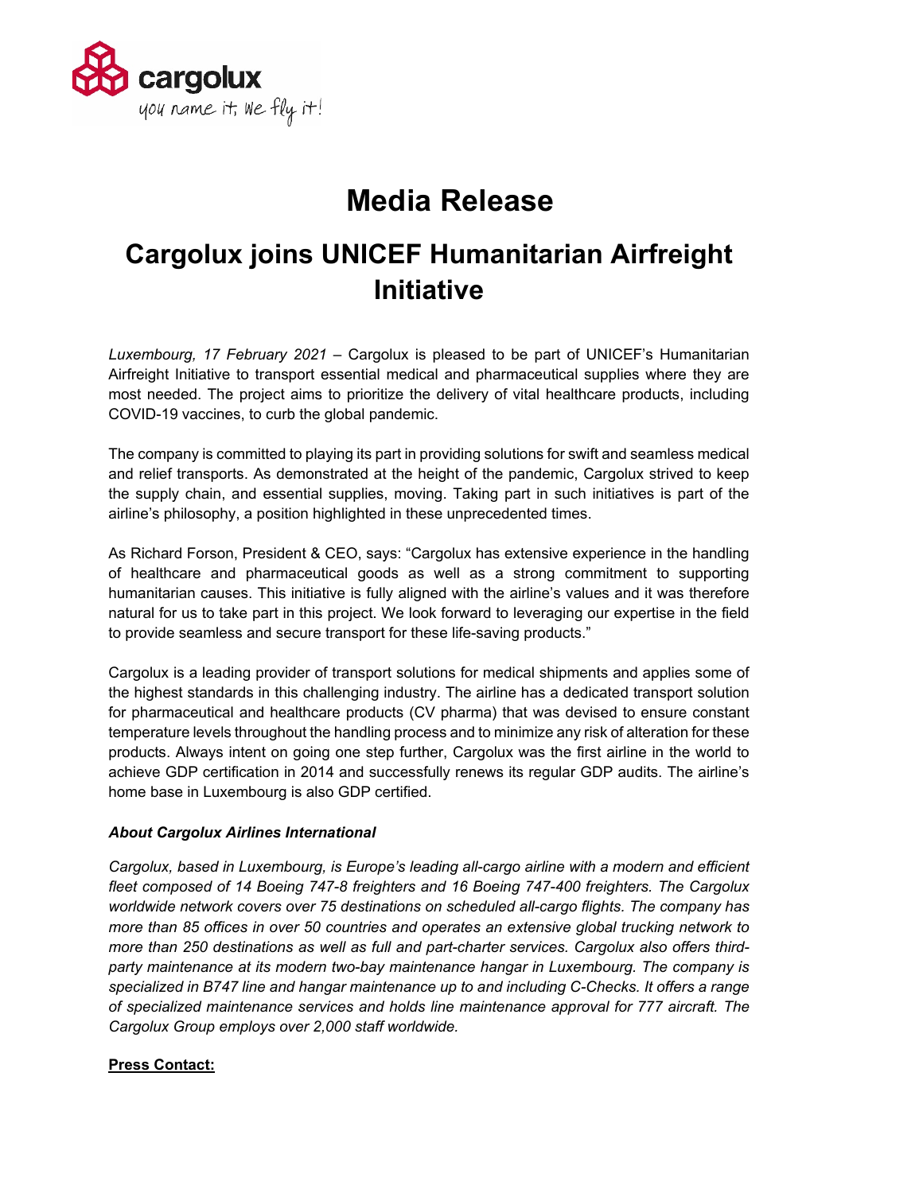# Media Release

## Cargolux joins UNICEF Humanitarian Airfreight Initiative

*Luxembourg, 17 February 2021* – Cargolux is pleased to be part of UNICEF's Humanitarian Airfreight Initiative to transport essential medical and pharmaceutical supplies where they are most needed. The project aims to prioritize the delivery of vital healthcare products, including COVID-19 vaccines, to curb the global pandemic.

The company is committed to playing its part in providing solutions for swift and seamless medical and relief transports. As demonstrated at the height of the pandemic, Cargolux strived to keep the supply chain, and essential supplies, moving. Taking part in such initiatives is part of the airline's philosophy, a position highlighted in these unprecedented times.

As Richard Forson, President & CEO, says: "Cargolux has extensive experience in the handling of healthcare and pharmaceutical goods as well as a strong commitment to supporting humanitarian causes. This initiative is fully aligned with the airline's values and it was therefore natural for us to take part in this project. We look forward to leveraging our expertise in the field to provide seamless and secure transport for these life-saving products."

Cargolux is a leading provider of transport solutions for medical shipments and applies some of the highest standards in this challenging industry. The airline has a dedicated transport solution for pharmaceutical and healthcare products (CV pharma) that was devised to ensure constant temperature levels throughout the handling process and to minimize any risk of alteration for these products. Always intent on going one step further, Cargolux was the first airline in the world to achieve GDP certification in 2014 and successfully renews its regular GDP audits. The airline's home base in Luxembourg is also GDP certified.

***About Cargolux Airlines International***

*Cargolux, based in Luxembourg, is Europe's leading all-cargo airline with a modern and efficient fleet composed of 14 Boeing 747-8 freighters and 16 Boeing 747-400 freighters. The Cargolux worldwide network covers over 75 destinations on scheduled all-cargo flights. The company has more than 85 offices in over 50 countries and operates an extensive global trucking network to more than 250 destinations as well as full and part-charter services. Cargolux also offers third-party maintenance at its modern two-bay maintenance hangar in Luxembourg. The company is specialized in B747 line and hangar maintenance up to and including C-Checks. It offers a range of specialized maintenance services and holds line maintenance approval for 777 aircraft. The Cargolux Group employs over 2,000 staff worldwide.*

**Press Contact:**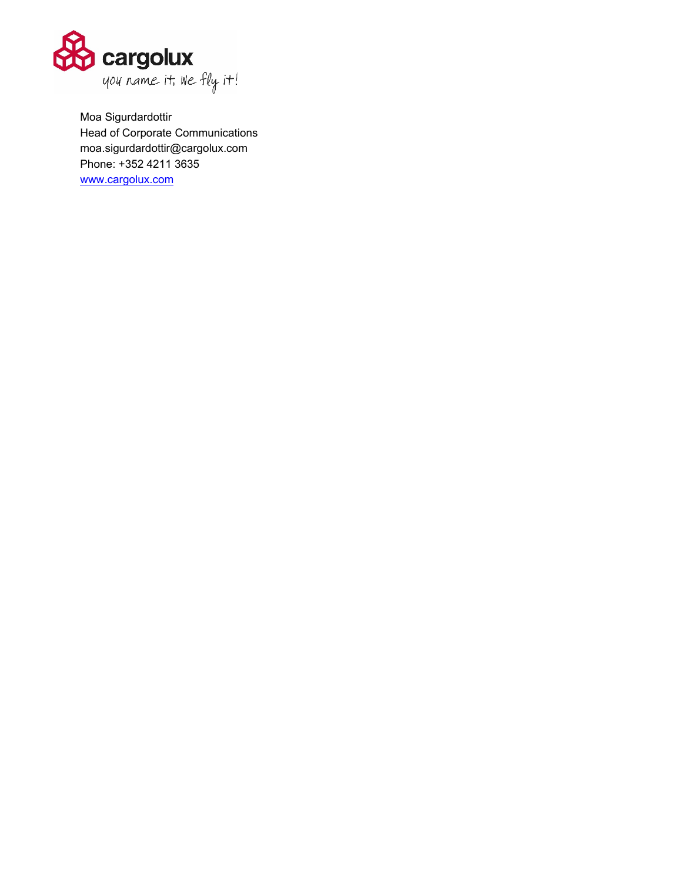cargolux

you name it, we fly it!

Moa Sigurdardottir
Head of Corporate Communications
moa.sigurdardottir@cargolux.com
Phone: +352 4211 3635
[www.cargolux.com](http://www.cargolux.com)